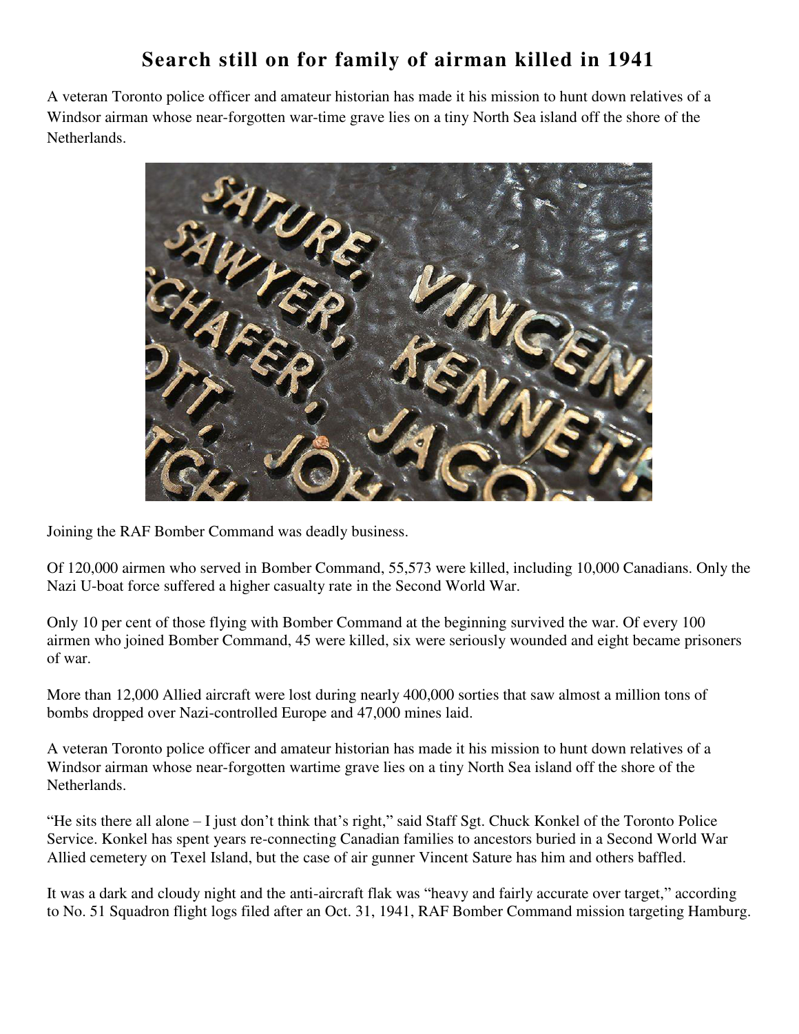# Search still on for family of airman killed in 1941

A veteran Toronto police officer and amateur historian has made it his mission to hunt down relatives of a Windsor airman whose near-forgotten war-time grave lies on a tiny North Sea island off the shore of the Netherlands.

Joining the RAF Bomber Command was deadly business.

Of 120,000 airmen who served in Bomber Command, 55,573 were killed, including 10,000 Canadians. Only the Nazi U-boat force suffered a higher casualty rate in the Second World War.

Only 10 per cent of those flying with Bomber Command at the beginning survived the war. Of every 100 airmen who joined Bomber Command, 45 were killed, six were seriously wounded and eight became prisoners of war.

More than 12,000 Allied aircraft were lost during nearly 400,000 sorties that saw almost a million tons of bombs dropped over Nazi-controlled Europe and 47,000 mines laid.

A veteran Toronto police officer and amateur historian has made it his mission to hunt down relatives of a Windsor airman whose near-forgotten wartime grave lies on a tiny North Sea island off the shore of the Netherlands.

"He sits there all alone – I just don't think that's right," said Staff Sgt. Chuck Konkel of the Toronto Police Service. Konkel has spent years re-connecting Canadian families to ancestors buried in a Second World War Allied cemetery on Texel Island, but the case of air gunner Vincent Sature has him and others baffled.

It was a dark and cloudy night and the anti-aircraft flak was "heavy and fairly accurate over target," according to No. 51 Squadron flight logs filed after an Oct. 31, 1941, RAF Bomber Command mission targeting Hamburg.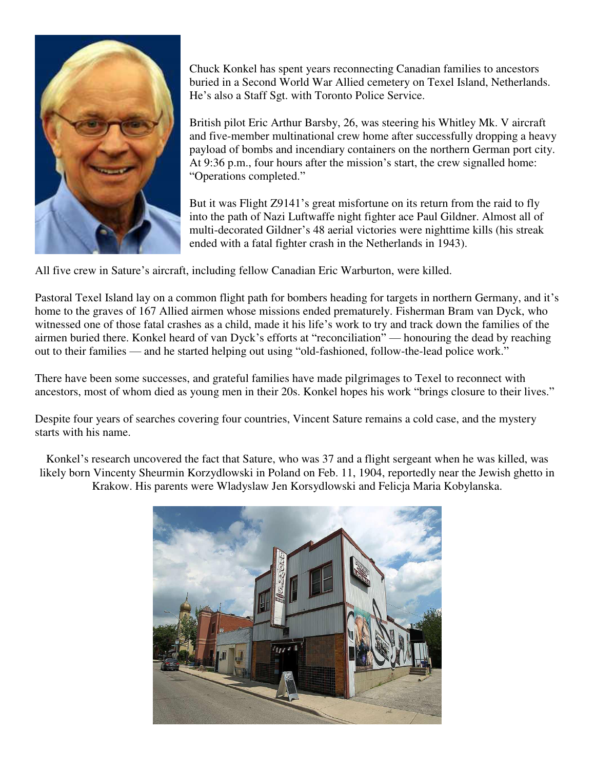Chuck Konkel has spent years reconnecting Canadian families to ancestors buried in a Second World War Allied cemetery on Texel Island, Netherlands. He's also a Staff Sgt. with Toronto Police Service.

British pilot Eric Arthur Barsby, 26, was steering his Whitley Mk. V aircraft and five-member multinational crew home after successfully dropping a heavy payload of bombs and incendiary containers on the northern German port city. At 9:36 p.m., four hours after the mission's start, the crew signalled home: "Operations completed."

But it was Flight Z9141's great misfortune on its return from the raid to fly into the path of Nazi Luftwaffe night fighter ace Paul Gildner. Almost all of multi-decorated Gildner's 48 aerial victories were nighttime kills (his streak ended with a fatal fighter crash in the Netherlands in 1943).

All five crew in Sature's aircraft, including fellow Canadian Eric Warburton, were killed.

Pastoral Texel Island lay on a common flight path for bombers heading for targets in northern Germany, and it's home to the graves of 167 Allied airmen whose missions ended prematurely. Fisherman Bram van Dyck, who witnessed one of those fatal crashes as a child, made it his life's work to try and track down the families of the airmen buried there. Konkel heard of van Dyck's efforts at "reconciliation" — honouring the dead by reaching out to their families — and he started helping out using "old-fashioned, follow-the-lead police work."

There have been some successes, and grateful families have made pilgrimages to Texel to reconnect with ancestors, most of whom died as young men in their 20s. Konkel hopes his work "brings closure to their lives."

Despite four years of searches covering four countries, Vincent Sature remains a cold case, and the mystery starts with his name.

Konkel's research uncovered the fact that Sature, who was 37 and a flight sergeant when he was killed, was likely born Vincenty Sheurmin Korzydlowski in Poland on Feb. 11, 1904, reportedly near the Jewish ghetto in Krakow. His parents were Wladyslaw Jen Korsydlowski and Felicja Maria Kobylanska.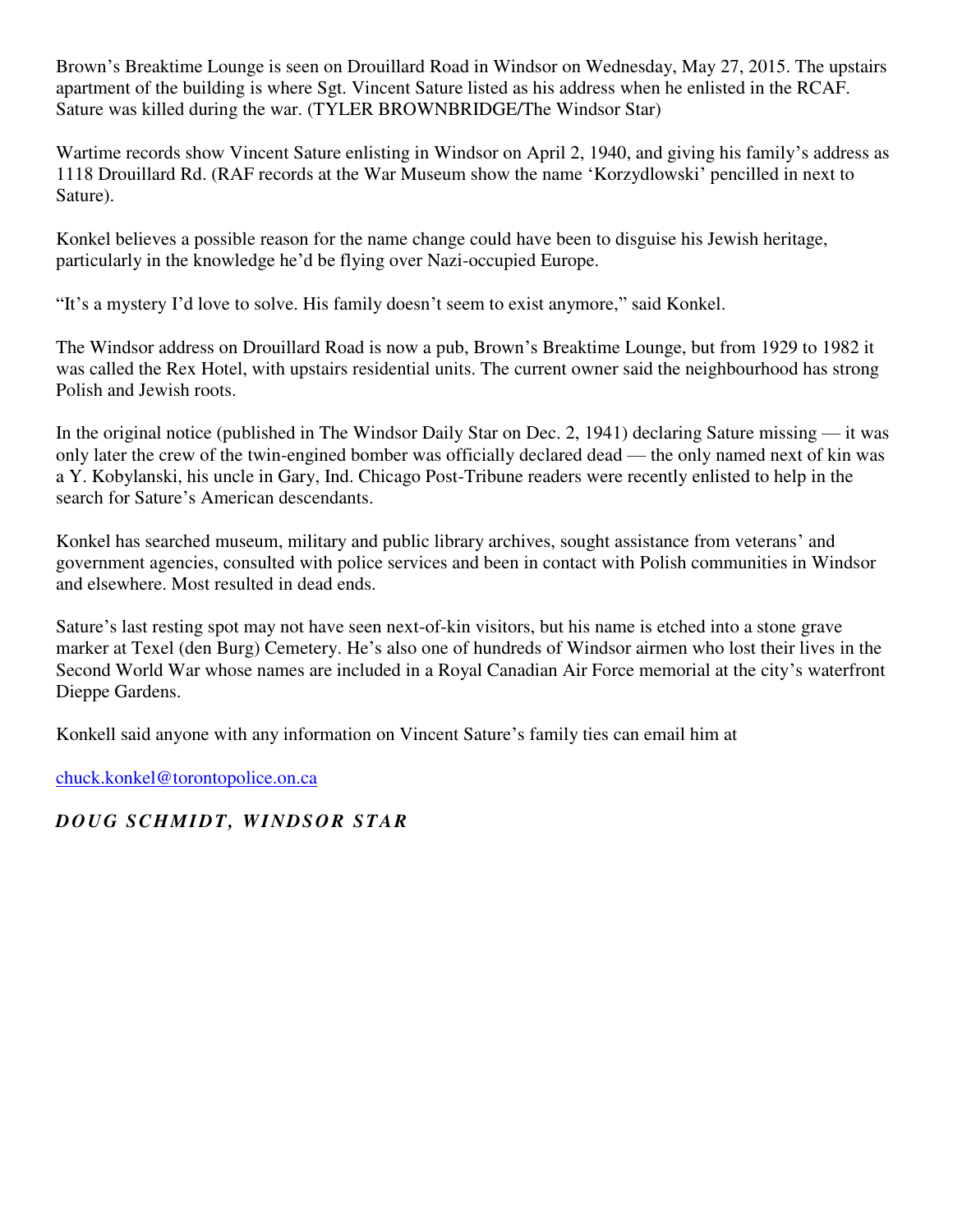Brown's Breaktime Lounge is seen on Drouillard Road in Windsor on Wednesday, May 27, 2015. The upstairs apartment of the building is where Sgt. Vincent Sature listed as his address when he enlisted in the RCAF. Sature was killed during the war. (TYLER BROWNBRIDGE/The Windsor Star)

Wartime records show Vincent Sature enlisting in Windsor on April 2, 1940, and giving his family's address as 1118 Drouillard Rd. (RAF records at the War Museum show the name 'Korzydlowski' pencilled in next to Sature).

Konkel believes a possible reason for the name change could have been to disguise his Jewish heritage, particularly in the knowledge he'd be flying over Nazi-occupied Europe.

"It's a mystery I'd love to solve. His family doesn't seem to exist anymore," said Konkel.

The Windsor address on Drouillard Road is now a pub, Brown's Breaktime Lounge, but from 1929 to 1982 it was called the Rex Hotel, with upstairs residential units. The current owner said the neighbourhood has strong Polish and Jewish roots.

In the original notice (published in The Windsor Daily Star on Dec. 2, 1941) declaring Sature missing — it was only later the crew of the twin-engined bomber was officially declared dead — the only named next of kin was a Y. Kobylanski, his uncle in Gary, Ind. Chicago Post-Tribune readers were recently enlisted to help in the search for Sature's American descendants.

Konkel has searched museum, military and public library archives, sought assistance from veterans' and government agencies, consulted with police services and been in contact with Polish communities in Windsor and elsewhere. Most resulted in dead ends.

Sature's last resting spot may not have seen next-of-kin visitors, but his name is etched into a stone grave marker at Texel (den Burg) Cemetery. He's also one of hundreds of Windsor airmen who lost their lives in the Second World War whose names are included in a Royal Canadian Air Force memorial at the city's waterfront Dieppe Gardens.

Konkell said anyone with any information on Vincent Sature's family ties can email him at

chuck.konkel@torontopolice.on.ca

***DOUG SCHMIDT, WINDSOR STAR***